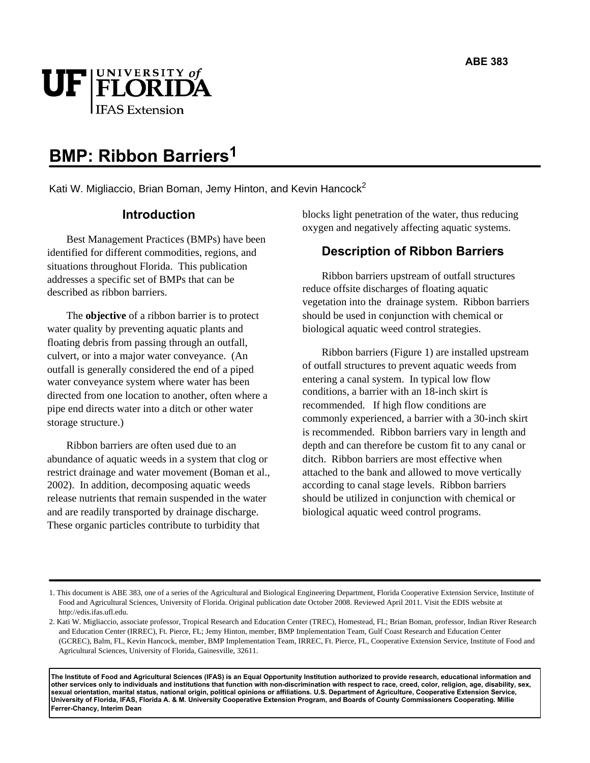# BMP: Ribbon Barriers[1]

Kati W. Migliaccio, Brian Boman, Jemy Hinton, and Kevin Hancock[2]

## Introduction

Best Management Practices (BMPs) have been identified for different commodities, regions, and situations throughout Florida. This publication addresses a specific set of BMPs that can be described as ribbon barriers.

The **objective** of a ribbon barrier is to protect water quality by preventing aquatic plants and floating debris from passing through an outfall, culvert, or into a major water conveyance. (An outfall is generally considered the end of a piped water conveyance system where water has been directed from one location to another, often where a pipe end directs water into a ditch or other water storage structure.)

Ribbon barriers are often used due to an abundance of aquatic weeds in a system that clog or restrict drainage and water movement (Boman et al., 2002). In addition, decomposing aquatic weeds release nutrients that remain suspended in the water and are readily transported by drainage discharge. These organic particles contribute to turbidity that blocks light penetration of the water, thus reducing oxygen and negatively affecting aquatic systems.

## Description of Ribbon Barriers

Ribbon barriers upstream of outfall structures reduce offsite discharges of floating aquatic vegetation into the drainage system. Ribbon barriers should be used in conjunction with chemical or biological aquatic weed control strategies.

Ribbon barriers (Figure 1) are installed upstream of outfall structures to prevent aquatic weeds from entering a canal system. In typical low flow conditions, a barrier with an 18-inch skirt is recommended. If high flow conditions are commonly experienced, a barrier with a 30-inch skirt is recommended. Ribbon barriers vary in length and depth and can therefore be custom fit to any canal or ditch. Ribbon barriers are most effective when attached to the bank and allowed to move vertically according to canal stage levels. Ribbon barriers should be utilized in conjunction with chemical or biological aquatic weed control programs.

---

1. This document is ABE 383, one of a series of the Agricultural and Biological Engineering Department, Florida Cooperative Extension Service, Institute of Food and Agricultural Sciences, University of Florida. Original publication date October 2008. Reviewed April 2011. Visit the EDIS website at http://edis.ifas.ufl.edu.
2. Kati W. Migliaccio, associate professor, Tropical Research and Education Center (TREC), Homestead, FL; Brian Boman, professor, Indian River Research and Education Center (IRREC), Ft. Pierce, FL; Jemy Hinton, member, BMP Implementation Team, Gulf Coast Research and Education Center (GCREC), Balm, FL, Kevin Hancock, member, BMP Implementation Team, IRREC, Ft. Pierce, FL, Cooperative Extension Service, Institute of Food and Agricultural Sciences, University of Florida, Gainesville, 32611.

**The Institute of Food and Agricultural Sciences (IFAS) is an Equal Opportunity Institution authorized to provide research, educational information and other services only to individuals and institutions that function with non-discrimination with respect to race, creed, color, religion, age, disability, sex, sexual orientation, marital status, national origin, political opinions or affiliations. U.S. Department of Agriculture, Cooperative Extension Service, University of Florida, IFAS, Florida A. & M. University Cooperative Extension Program, and Boards of County Commissioners Cooperating. Millie Ferrer-Chancy, Interim Dean**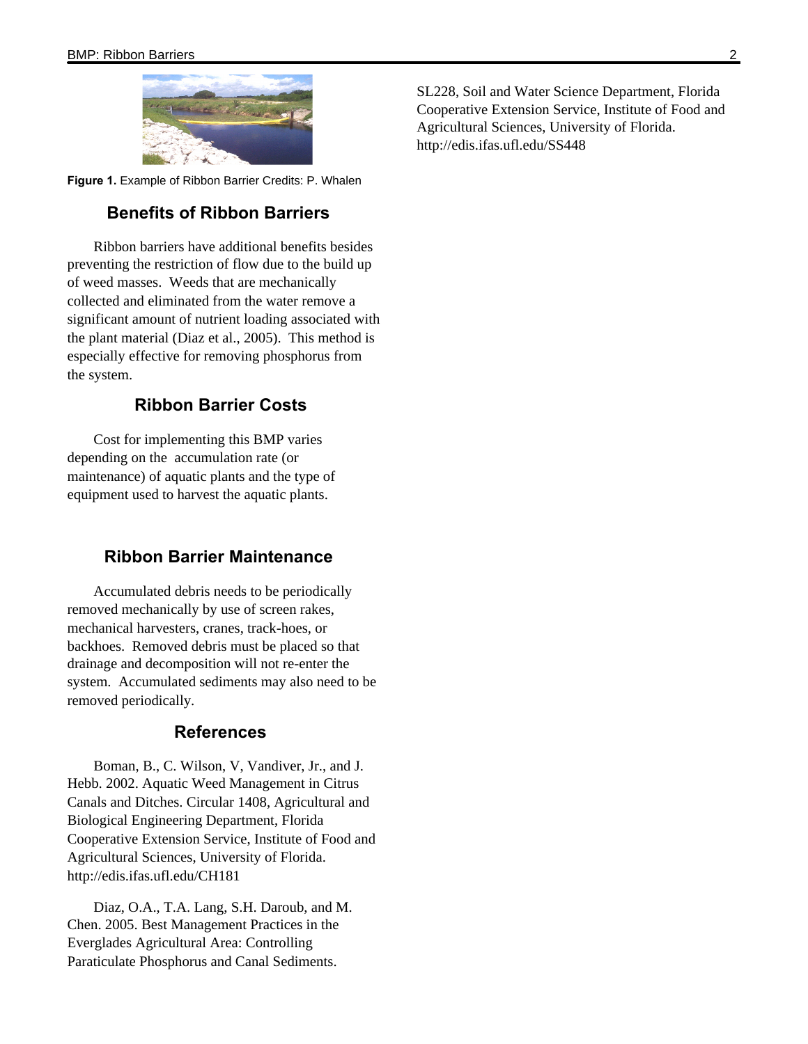Figure 1. Example of Ribbon Barrier Credits: P. Whalen

## Benefits of Ribbon Barriers

Ribbon barriers have additional benefits besides preventing the restriction of flow due to the build up of weed masses. Weeds that are mechanically collected and eliminated from the water remove a significant amount of nutrient loading associated with the plant material (Diaz et al., 2005). This method is especially effective for removing phosphorus from the system.

## Ribbon Barrier Costs

Cost for implementing this BMP varies depending on the accumulation rate (or maintenance) of aquatic plants and the type of equipment used to harvest the aquatic plants.

## Ribbon Barrier Maintenance

Accumulated debris needs to be periodically removed mechanically by use of screen rakes, mechanical harvesters, cranes, track-hoes, or backhoes. Removed debris must be placed so that drainage and decomposition will not re-enter the system. Accumulated sediments may also need to be removed periodically.

## References

Boman, B., C. Wilson, V, Vandiver, Jr., and J. Hebb. 2002. Aquatic Weed Management in Citrus Canals and Ditches. Circular 1408, Agricultural and Biological Engineering Department, Florida Cooperative Extension Service, Institute of Food and Agricultural Sciences, University of Florida. http://edis.ifas.ufl.edu/CH181

Diaz, O.A., T.A. Lang, S.H. Daroub, and M. Chen. 2005. Best Management Practices in the Everglades Agricultural Area: Controlling Paraticulate Phosphorus and Canal Sediments. SL228, Soil and Water Science Department, Florida Cooperative Extension Service, Institute of Food and Agricultural Sciences, University of Florida. http://edis.ifas.ufl.edu/SS448